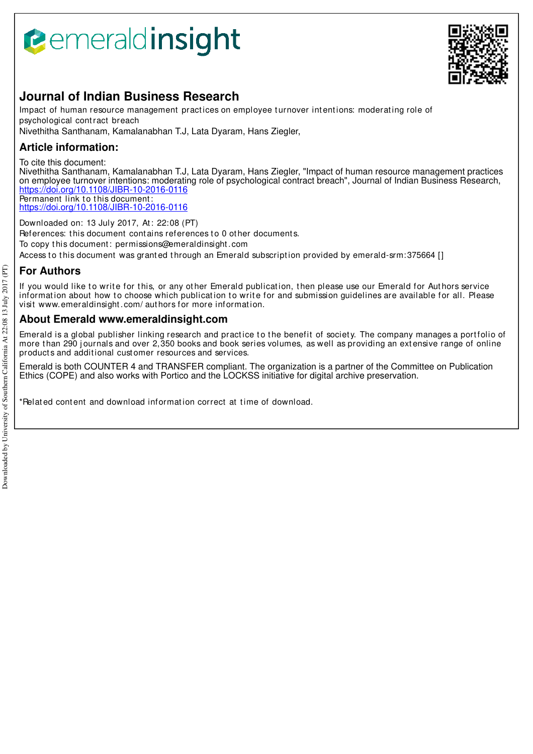# Journal of Indian Business Research

Impact of human resource management practices on employee turnover intentions: moderating role of psychological contract breach

Nivethitha Santhanam, Kamalanabhan T.J, Lata Dyaram, Hans Ziegler,

## Article information:

To cite this document:

Nivethitha Santhanam, Kamalanabhan T.J, Lata Dyaram, Hans Ziegler, "Impact of human resource management practices on employee turnover intentions: moderating role of psychological contract breach", Journal of Indian Business Research, https://doi.org/10.1108/JIBR-10-2016-0116

Permanent link to this document:

https://doi.org/10.1108/JIBR-10-2016-0116

Downloaded on: 13 July 2017, At: 22:08 (PT)

References: this document contains references to 0 other documents.

To copy this document: permissions@emeraldinsight.com

Access to this document was granted through an Emerald subscription provided by emerald-srm:375664 []

## For Authors

If you would like to write for this, or any other Emerald publication, then please use our Emerald for Authors service information about how to choose which publication to write for and submission guidelines are available for all. Please visit www.emeraldinsight.com/authors for more information.

## About Emerald www.emeraldinsight.com

Emerald is a global publisher linking research and practice to the benefit of society. The company manages a portfolio of more than 290 journals and over 2,350 books and book series volumes, as well as providing an extensive range of online products and additional customer resources and services.

Emerald is both COUNTER 4 and TRANSFER compliant. The organization is a partner of the Committee on Publication Ethics (COPE) and also works with Portico and the LOCKSS initiative for digital archive preservation.

*Related content and download information correct at time of download.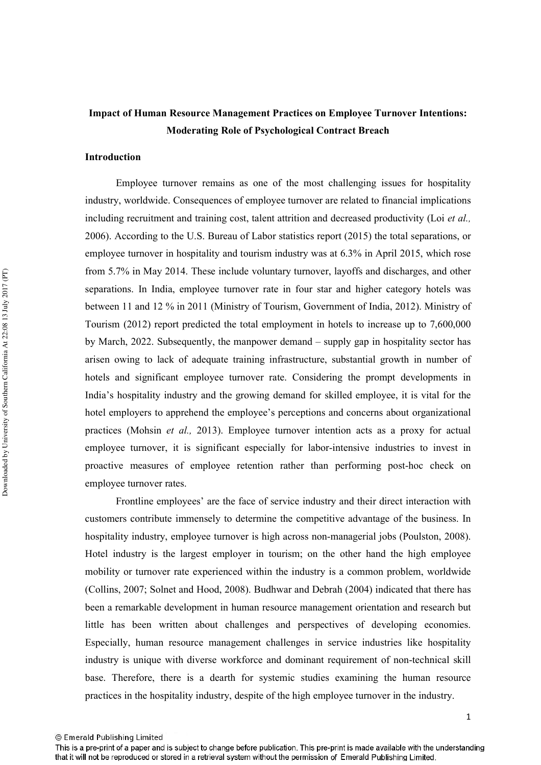# Impact of Human Resource Management Practices on Employee Turnover Intentions: Moderating Role of Psychological Contract Breach

## Introduction

Employee turnover remains as one of the most challenging issues for hospitality industry, worldwide. Consequences of employee turnover are related to financial implications including recruitment and training cost, talent attrition and decreased productivity (Loi *et al.,* 2006). According to the U.S. Bureau of Labor statistics report (2015) the total separations, or employee turnover in hospitality and tourism industry was at 6.3% in April 2015, which rose from 5.7% in May 2014. These include voluntary turnover, layoffs and discharges, and other separations. In India, employee turnover rate in four star and higher category hotels was between 11 and 12 % in 2011 (Ministry of Tourism, Government of India, 2012). Ministry of Tourism (2012) report predicted the total employment in hotels to increase up to 7,600,000 by March, 2022. Subsequently, the manpower demand – supply gap in hospitality sector has arisen owing to lack of adequate training infrastructure, substantial growth in number of hotels and significant employee turnover rate. Considering the prompt developments in India's hospitality industry and the growing demand for skilled employee, it is vital for the hotel employers to apprehend the employee's perceptions and concerns about organizational practices (Mohsin *et al.,* 2013). Employee turnover intention acts as a proxy for actual employee turnover, it is significant especially for labor-intensive industries to invest in proactive measures of employee retention rather than performing post-hoc check on employee turnover rates.

Frontline employees' are the face of service industry and their direct interaction with customers contribute immensely to determine the competitive advantage of the business. In hospitality industry, employee turnover is high across non-managerial jobs (Poulston, 2008). Hotel industry is the largest employer in tourism; on the other hand the high employee mobility or turnover rate experienced within the industry is a common problem, worldwide (Collins, 2007; Solnet and Hood, 2008). Budhwar and Debrah (2004) indicated that there has been a remarkable development in human resource management orientation and research but little has been written about challenges and perspectives of developing economies. Especially, human resource management challenges in service industries like hospitality industry is unique with diverse workforce and dominant requirement of non-technical skill base. Therefore, there is a dearth for systemic studies examining the human resource practices in the hospitality industry, despite of the high employee turnover in the industry.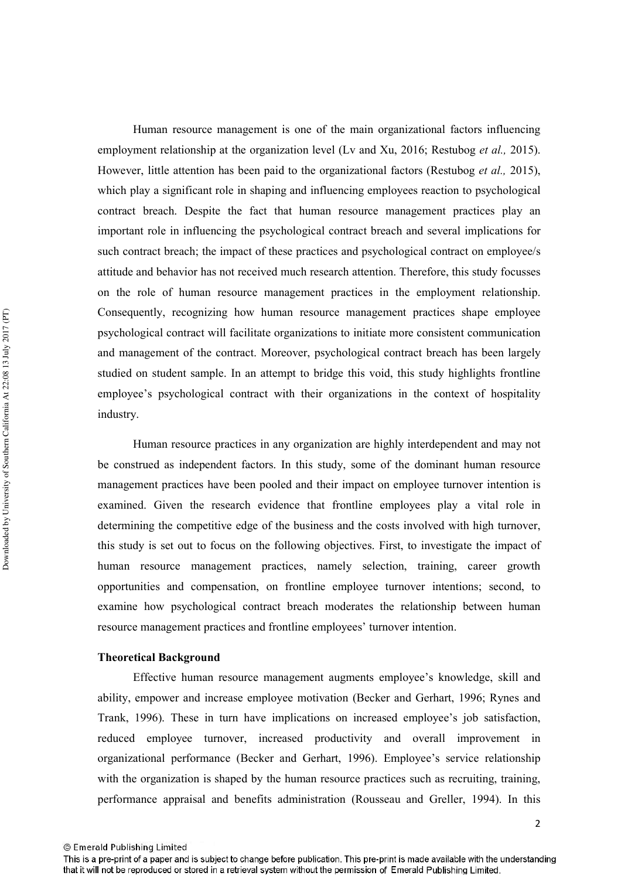Human resource management is one of the main organizational factors influencing employment relationship at the organization level (Lv and Xu, 2016; Restubog *et al.,* 2015). However, little attention has been paid to the organizational factors (Restubog *et al.,* 2015), which play a significant role in shaping and influencing employees reaction to psychological contract breach. Despite the fact that human resource management practices play an important role in influencing the psychological contract breach and several implications for such contract breach; the impact of these practices and psychological contract on employee/s attitude and behavior has not received much research attention. Therefore, this study focusses on the role of human resource management practices in the employment relationship. Consequently, recognizing how human resource management practices shape employee psychological contract will facilitate organizations to initiate more consistent communication and management of the contract. Moreover, psychological contract breach has been largely studied on student sample. In an attempt to bridge this void, this study highlights frontline employee's psychological contract with their organizations in the context of hospitality industry.

Human resource practices in any organization are highly interdependent and may not be construed as independent factors. In this study, some of the dominant human resource management practices have been pooled and their impact on employee turnover intention is examined. Given the research evidence that frontline employees play a vital role in determining the competitive edge of the business and the costs involved with high turnover, this study is set out to focus on the following objectives. First, to investigate the impact of human resource management practices, namely selection, training, career growth opportunities and compensation, on frontline employee turnover intentions; second, to examine how psychological contract breach moderates the relationship between human resource management practices and frontline employees' turnover intention.

**Theoretical Background**

Effective human resource management augments employee's knowledge, skill and ability, empower and increase employee motivation (Becker and Gerhart, 1996; Rynes and Trank, 1996). These in turn have implications on increased employee's job satisfaction, reduced employee turnover, increased productivity and overall improvement in organizational performance (Becker and Gerhart, 1996). Employee's service relationship with the organization is shaped by the human resource practices such as recruiting, training, performance appraisal and benefits administration (Rousseau and Greller, 1994). In this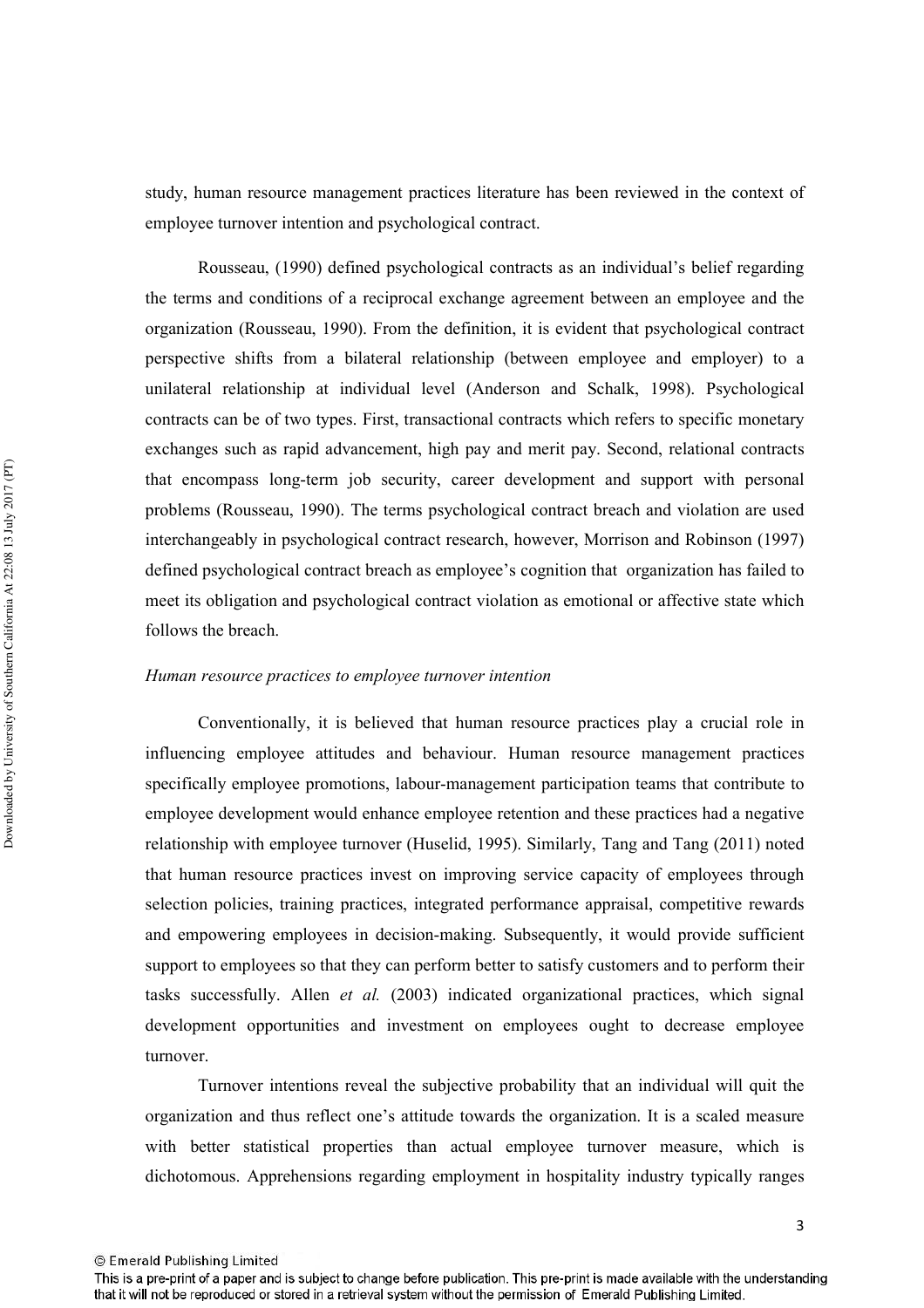study, human resource management practices literature has been reviewed in the context of employee turnover intention and psychological contract.

Rousseau, (1990) defined psychological contracts as an individual's belief regarding the terms and conditions of a reciprocal exchange agreement between an employee and the organization (Rousseau, 1990). From the definition, it is evident that psychological contract perspective shifts from a bilateral relationship (between employee and employer) to a unilateral relationship at individual level (Anderson and Schalk, 1998). Psychological contracts can be of two types. First, transactional contracts which refers to specific monetary exchanges such as rapid advancement, high pay and merit pay. Second, relational contracts that encompass long-term job security, career development and support with personal problems (Rousseau, 1990). The terms psychological contract breach and violation are used interchangeably in psychological contract research, however, Morrison and Robinson (1997) defined psychological contract breach as employee's cognition that organization has failed to meet its obligation and psychological contract violation as emotional or affective state which follows the breach.

*Human resource practices to employee turnover intention*

Conventionally, it is believed that human resource practices play a crucial role in influencing employee attitudes and behaviour. Human resource management practices specifically employee promotions, labour-management participation teams that contribute to employee development would enhance employee retention and these practices had a negative relationship with employee turnover (Huselid, 1995). Similarly, Tang and Tang (2011) noted that human resource practices invest on improving service capacity of employees through selection policies, training practices, integrated performance appraisal, competitive rewards and empowering employees in decision-making. Subsequently, it would provide sufficient support to employees so that they can perform better to satisfy customers and to perform their tasks successfully. Allen *et al.* (2003) indicated organizational practices, which signal development opportunities and investment on employees ought to decrease employee turnover.

Turnover intentions reveal the subjective probability that an individual will quit the organization and thus reflect one's attitude towards the organization. It is a scaled measure with better statistical properties than actual employee turnover measure, which is dichotomous. Apprehensions regarding employment in hospitality industry typically ranges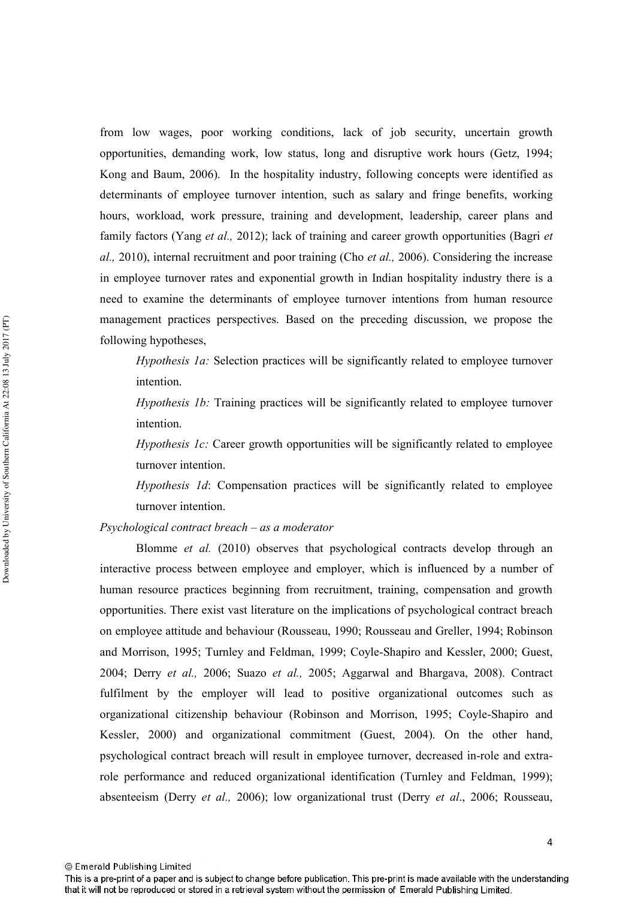from low wages, poor working conditions, lack of job security, uncertain growth opportunities, demanding work, low status, long and disruptive work hours (Getz, 1994; Kong and Baum, 2006). In the hospitality industry, following concepts were identified as determinants of employee turnover intention, such as salary and fringe benefits, working hours, workload, work pressure, training and development, leadership, career plans and family factors (Yang *et al.,* 2012); lack of training and career growth opportunities (Bagri *et al.,* 2010), internal recruitment and poor training (Cho *et al.,* 2006). Considering the increase in employee turnover rates and exponential growth in Indian hospitality industry there is a need to examine the determinants of employee turnover intentions from human resource management practices perspectives. Based on the preceding discussion, we propose the following hypotheses,

> *Hypothesis 1a:* Selection practices will be significantly related to employee turnover intention.
>
> *Hypothesis 1b:* Training practices will be significantly related to employee turnover intention.
>
> *Hypothesis 1c:* Career growth opportunities will be significantly related to employee turnover intention.
>
> *Hypothesis 1d*: Compensation practices will be significantly related to employee turnover intention.

*Psychological contract breach – as a moderator*

Blomme *et al.* (2010) observes that psychological contracts develop through an interactive process between employee and employer, which is influenced by a number of human resource practices beginning from recruitment, training, compensation and growth opportunities. There exist vast literature on the implications of psychological contract breach on employee attitude and behaviour (Rousseau, 1990; Rousseau and Greller, 1994; Robinson and Morrison, 1995; Turnley and Feldman, 1999; Coyle-Shapiro and Kessler, 2000; Guest, 2004; Derry *et al.,* 2006; Suazo *et al.,* 2005; Aggarwal and Bhargava, 2008). Contract fulfilment by the employer will lead to positive organizational outcomes such as organizational citizenship behaviour (Robinson and Morrison, 1995; Coyle-Shapiro and Kessler, 2000) and organizational commitment (Guest, 2004). On the other hand, psychological contract breach will result in employee turnover, decreased in-role and extra-role performance and reduced organizational identification (Turnley and Feldman, 1999); absenteeism (Derry *et al.,* 2006); low organizational trust (Derry *et al*., 2006; Rousseau,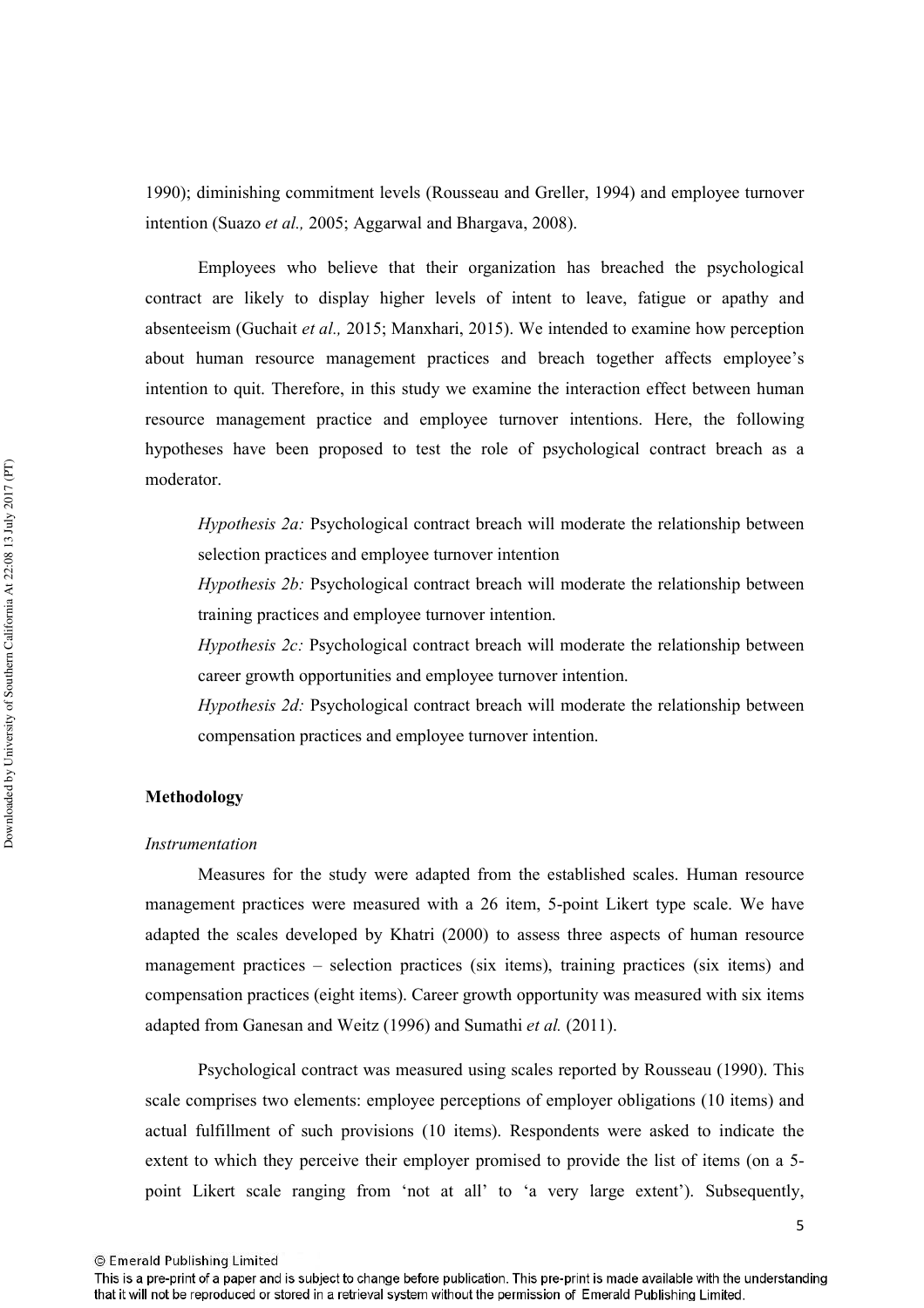1990); diminishing commitment levels (Rousseau and Greller, 1994) and employee turnover intention (Suazo *et al.,* 2005; Aggarwal and Bhargava, 2008).

Employees who believe that their organization has breached the psychological contract are likely to display higher levels of intent to leave, fatigue or apathy and absenteeism (Guchait *et al.,* 2015; Manxhari, 2015). We intended to examine how perception about human resource management practices and breach together affects employee's intention to quit. Therefore, in this study we examine the interaction effect between human resource management practice and employee turnover intentions. Here, the following hypotheses have been proposed to test the role of psychological contract breach as a moderator.

*Hypothesis 2a:* Psychological contract breach will moderate the relationship between selection practices and employee turnover intention

*Hypothesis 2b:* Psychological contract breach will moderate the relationship between training practices and employee turnover intention.

*Hypothesis 2c:* Psychological contract breach will moderate the relationship between career growth opportunities and employee turnover intention.

*Hypothesis 2d:* Psychological contract breach will moderate the relationship between compensation practices and employee turnover intention.

## Methodology

### *Instrumentation*

Measures for the study were adapted from the established scales. Human resource management practices were measured with a 26 item, 5-point Likert type scale. We have adapted the scales developed by Khatri (2000) to assess three aspects of human resource management practices – selection practices (six items), training practices (six items) and compensation practices (eight items). Career growth opportunity was measured with six items adapted from Ganesan and Weitz (1996) and Sumathi *et al.* (2011).

Psychological contract was measured using scales reported by Rousseau (1990). This scale comprises two elements: employee perceptions of employer obligations (10 items) and actual fulfillment of such provisions (10 items). Respondents were asked to indicate the extent to which they perceive their employer promised to provide the list of items (on a 5-point Likert scale ranging from 'not at all' to 'a very large extent'). Subsequently,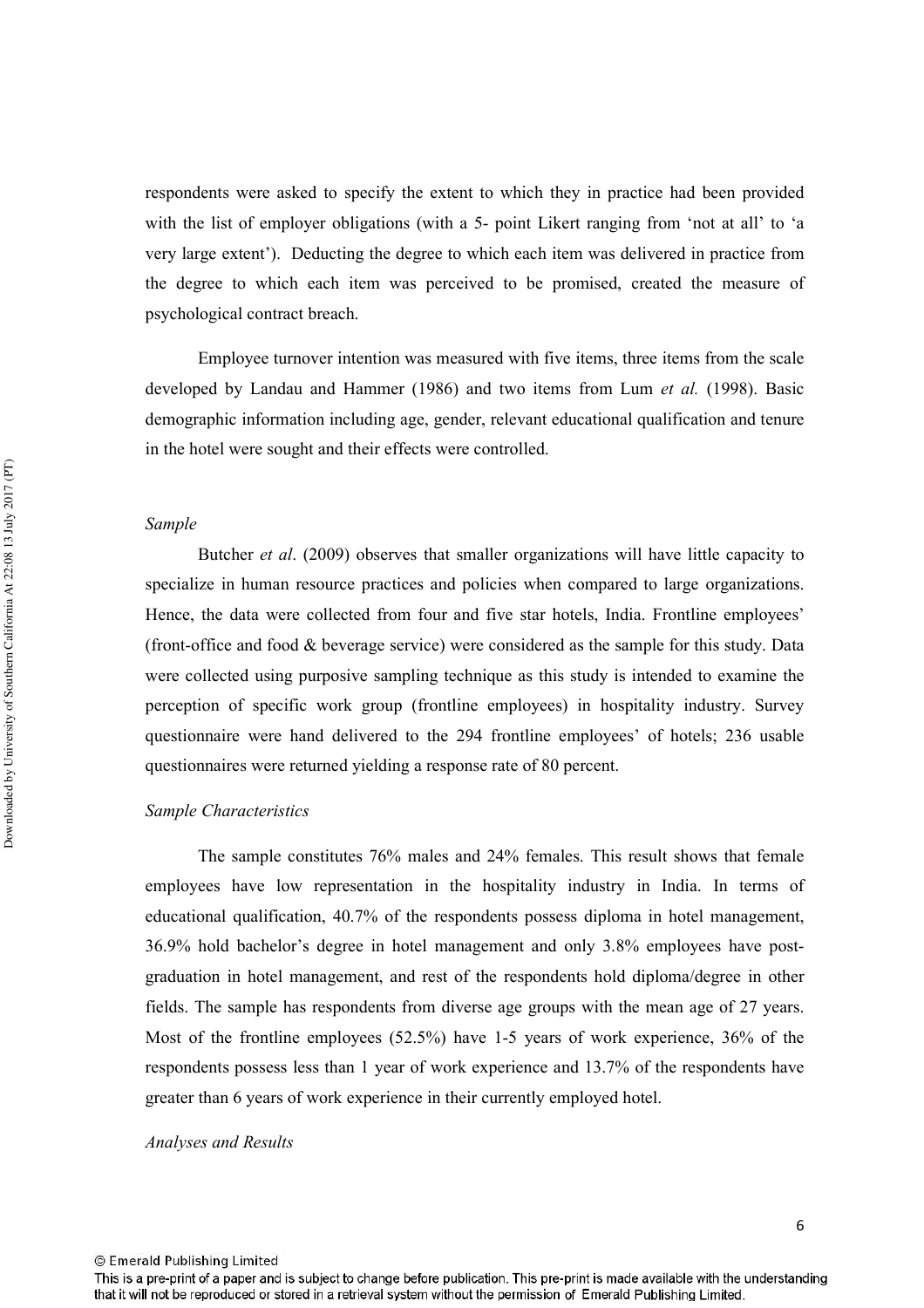respondents were asked to specify the extent to which they in practice had been provided with the list of employer obligations (with a 5- point Likert ranging from 'not at all' to 'a very large extent'). Deducting the degree to which each item was delivered in practice from the degree to which each item was perceived to be promised, created the measure of psychological contract breach.

Employee turnover intention was measured with five items, three items from the scale developed by Landau and Hammer (1986) and two items from Lum *et al.* (1998). Basic demographic information including age, gender, relevant educational qualification and tenure in the hotel were sought and their effects were controlled.

*Sample*

Butcher *et al*. (2009) observes that smaller organizations will have little capacity to specialize in human resource practices and policies when compared to large organizations. Hence, the data were collected from four and five star hotels, India. Frontline employees' (front-office and food & beverage service) were considered as the sample for this study. Data were collected using purposive sampling technique as this study is intended to examine the perception of specific work group (frontline employees) in hospitality industry. Survey questionnaire were hand delivered to the 294 frontline employees' of hotels; 236 usable questionnaires were returned yielding a response rate of 80 percent.

*Sample Characteristics*

The sample constitutes 76% males and 24% females. This result shows that female employees have low representation in the hospitality industry in India. In terms of educational qualification, 40.7% of the respondents possess diploma in hotel management, 36.9% hold bachelor's degree in hotel management and only 3.8% employees have post-graduation in hotel management, and rest of the respondents hold diploma/degree in other fields. The sample has respondents from diverse age groups with the mean age of 27 years. Most of the frontline employees (52.5%) have 1-5 years of work experience, 36% of the respondents possess less than 1 year of work experience and 13.7% of the respondents have greater than 6 years of work experience in their currently employed hotel.

*Analyses and Results*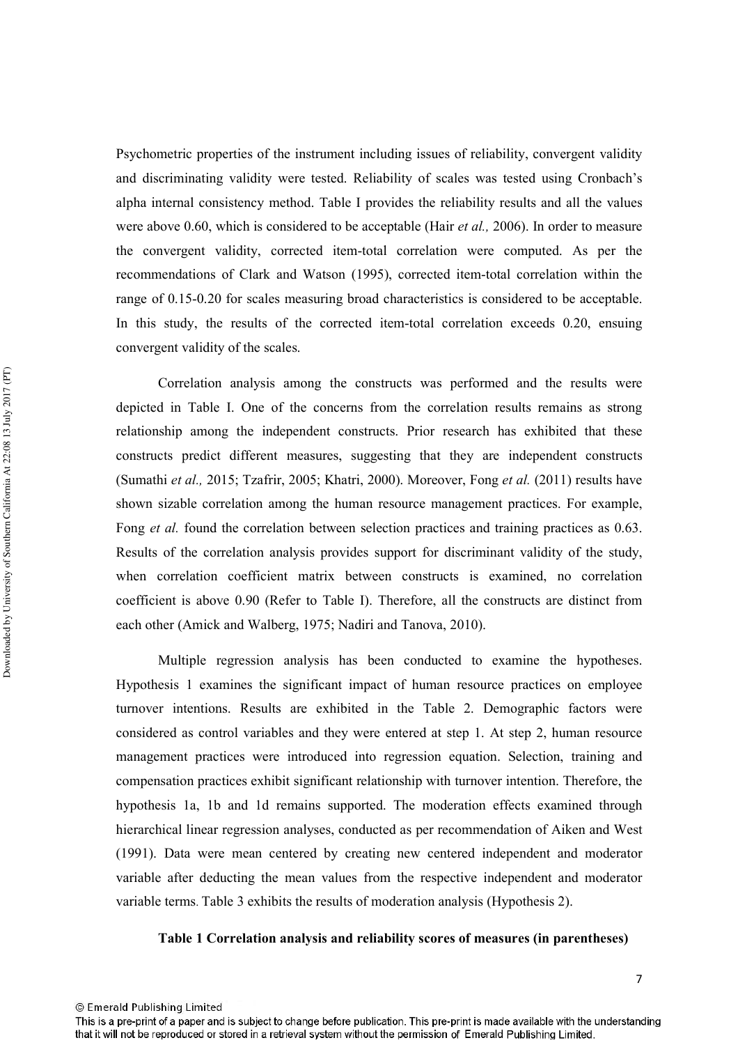Psychometric properties of the instrument including issues of reliability, convergent validity and discriminating validity were tested. Reliability of scales was tested using Cronbach's alpha internal consistency method. Table I provides the reliability results and all the values were above 0.60, which is considered to be acceptable (Hair *et al.,* 2006). In order to measure the convergent validity, corrected item-total correlation were computed. As per the recommendations of Clark and Watson (1995), corrected item-total correlation within the range of 0.15-0.20 for scales measuring broad characteristics is considered to be acceptable. In this study, the results of the corrected item-total correlation exceeds 0.20, ensuing convergent validity of the scales.

Correlation analysis among the constructs was performed and the results were depicted in Table I. One of the concerns from the correlation results remains as strong relationship among the independent constructs. Prior research has exhibited that these constructs predict different measures, suggesting that they are independent constructs (Sumathi *et al.,* 2015; Tzafrir, 2005; Khatri, 2000). Moreover, Fong *et al.* (2011) results have shown sizable correlation among the human resource management practices. For example, Fong *et al.* found the correlation between selection practices and training practices as 0.63. Results of the correlation analysis provides support for discriminant validity of the study, when correlation coefficient matrix between constructs is examined, no correlation coefficient is above 0.90 (Refer to Table I). Therefore, all the constructs are distinct from each other (Amick and Walberg, 1975; Nadiri and Tanova, 2010).

Multiple regression analysis has been conducted to examine the hypotheses. Hypothesis 1 examines the significant impact of human resource practices on employee turnover intentions. Results are exhibited in the Table 2. Demographic factors were considered as control variables and they were entered at step 1. At step 2, human resource management practices were introduced into regression equation. Selection, training and compensation practices exhibit significant relationship with turnover intention. Therefore, the hypothesis 1a, 1b and 1d remains supported. The moderation effects examined through hierarchical linear regression analyses, conducted as per recommendation of Aiken and West (1991). Data were mean centered by creating new centered independent and moderator variable after deducting the mean values from the respective independent and moderator variable terms. Table 3 exhibits the results of moderation analysis (Hypothesis 2).

**Table 1 Correlation analysis and reliability scores of measures (in parentheses)**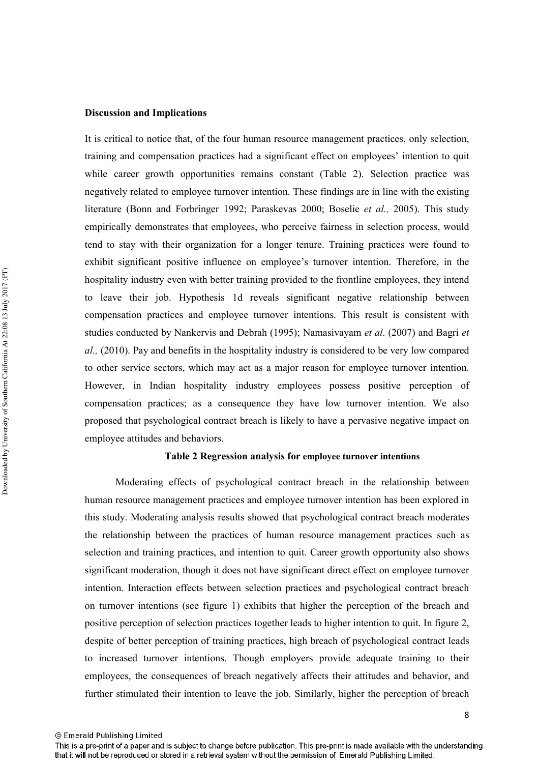## Discussion and Implications

It is critical to notice that, of the four human resource management practices, only selection, training and compensation practices had a significant effect on employees' intention to quit while career growth opportunities remains constant (Table 2). Selection practice was negatively related to employee turnover intention. These findings are in line with the existing literature (Bonn and Forbringer 1992; Paraskevas 2000; Boselie *et al.,* 2005). This study empirically demonstrates that employees, who perceive fairness in selection process, would tend to stay with their organization for a longer tenure. Training practices were found to exhibit significant positive influence on employee's turnover intention. Therefore, in the hospitality industry even with better training provided to the frontline employees, they intend to leave their job. Hypothesis 1d reveals significant negative relationship between compensation practices and employee turnover intentions. This result is consistent with studies conducted by Nankervis and Debrah (1995); Namasivayam *et al*. (2007) and Bagri *et al.,* (2010). Pay and benefits in the hospitality industry is considered to be very low compared to other service sectors, which may act as a major reason for employee turnover intention. However, in Indian hospitality industry employees possess positive perception of compensation practices; as a consequence they have low turnover intention. We also proposed that psychological contract breach is likely to have a pervasive negative impact on employee attitudes and behaviors.

**Table 2 Regression analysis for employee turnover intentions**

Moderating effects of psychological contract breach in the relationship between human resource management practices and employee turnover intention has been explored in this study. Moderating analysis results showed that psychological contract breach moderates the relationship between the practices of human resource management practices such as selection and training practices, and intention to quit. Career growth opportunity also shows significant moderation, though it does not have significant direct effect on employee turnover intention. Interaction effects between selection practices and psychological contract breach on turnover intentions (see figure 1) exhibits that higher the perception of the breach and positive perception of selection practices together leads to higher intention to quit. In figure 2, despite of better perception of training practices, high breach of psychological contract leads to increased turnover intentions. Though employers provide adequate training to their employees, the consequences of breach negatively affects their attitudes and behavior, and further stimulated their intention to leave the job. Similarly, higher the perception of breach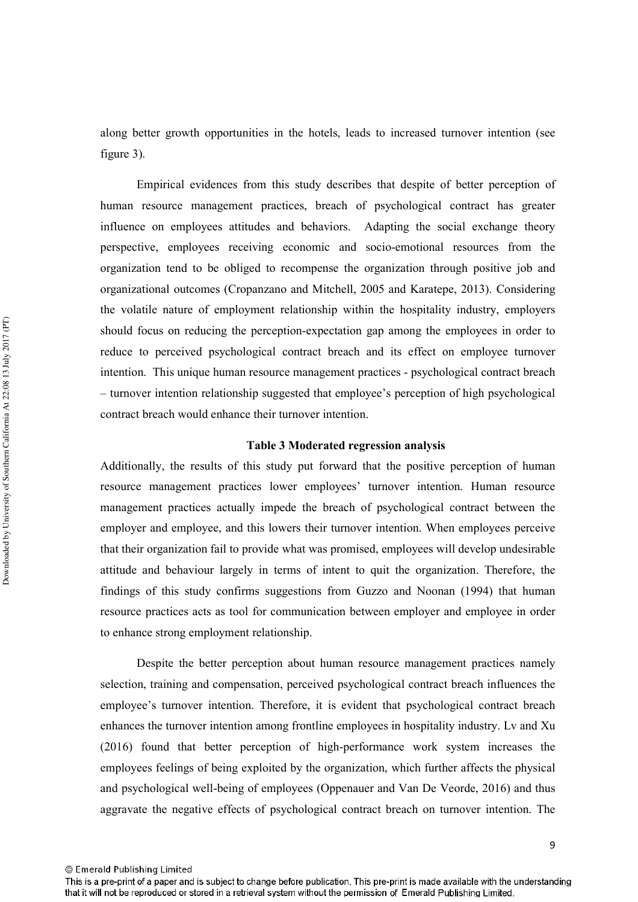along better growth opportunities in the hotels, leads to increased turnover intention (see figure 3).

Empirical evidences from this study describes that despite of better perception of human resource management practices, breach of psychological contract has greater influence on employees attitudes and behaviors. Adapting the social exchange theory perspective, employees receiving economic and socio-emotional resources from the organization tend to be obliged to recompense the organization through positive job and organizational outcomes (Cropanzano and Mitchell, 2005 and Karatepe, 2013). Considering the volatile nature of employment relationship within the hospitality industry, employers should focus on reducing the perception-expectation gap among the employees in order to reduce to perceived psychological contract breach and its effect on employee turnover intention. This unique human resource management practices - psychological contract breach – turnover intention relationship suggested that employee's perception of high psychological contract breach would enhance their turnover intention.

**Table 3 Moderated regression analysis**

Additionally, the results of this study put forward that the positive perception of human resource management practices lower employees' turnover intention. Human resource management practices actually impede the breach of psychological contract between the employer and employee, and this lowers their turnover intention. When employees perceive that their organization fail to provide what was promised, employees will develop undesirable attitude and behaviour largely in terms of intent to quit the organization. Therefore, the findings of this study confirms suggestions from Guzzo and Noonan (1994) that human resource practices acts as tool for communication between employer and employee in order to enhance strong employment relationship.

Despite the better perception about human resource management practices namely selection, training and compensation, perceived psychological contract breach influences the employee's turnover intention. Therefore, it is evident that psychological contract breach enhances the turnover intention among frontline employees in hospitality industry. Lv and Xu (2016) found that better perception of high-performance work system increases the employees feelings of being exploited by the organization, which further affects the physical and psychological well-being of employees (Oppenauer and Van De Veorde, 2016) and thus aggravate the negative effects of psychological contract breach on turnover intention. The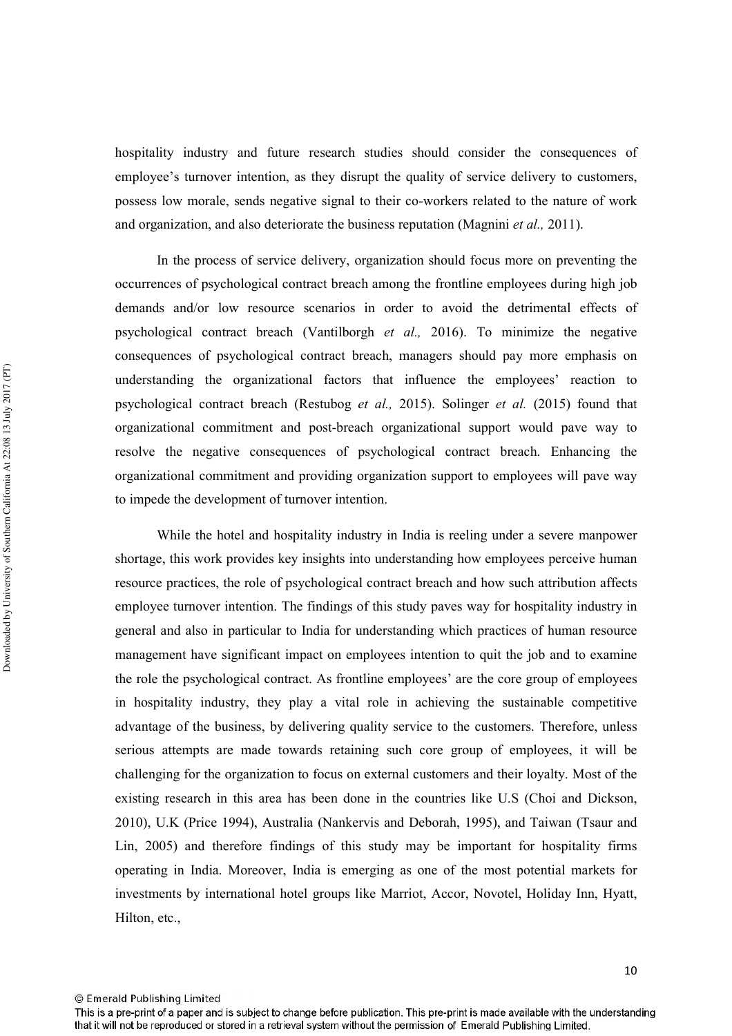hospitality industry and future research studies should consider the consequences of employee's turnover intention, as they disrupt the quality of service delivery to customers, possess low morale, sends negative signal to their co-workers related to the nature of work and organization, and also deteriorate the business reputation (Magnini *et al.,* 2011).

In the process of service delivery, organization should focus more on preventing the occurrences of psychological contract breach among the frontline employees during high job demands and/or low resource scenarios in order to avoid the detrimental effects of psychological contract breach (Vantilborgh *et al.,* 2016). To minimize the negative consequences of psychological contract breach, managers should pay more emphasis on understanding the organizational factors that influence the employees' reaction to psychological contract breach (Restubog *et al.,* 2015). Solinger *et al.* (2015) found that organizational commitment and post-breach organizational support would pave way to resolve the negative consequences of psychological contract breach. Enhancing the organizational commitment and providing organization support to employees will pave way to impede the development of turnover intention.

While the hotel and hospitality industry in India is reeling under a severe manpower shortage, this work provides key insights into understanding how employees perceive human resource practices, the role of psychological contract breach and how such attribution affects employee turnover intention. The findings of this study paves way for hospitality industry in general and also in particular to India for understanding which practices of human resource management have significant impact on employees intention to quit the job and to examine the role the psychological contract. As frontline employees' are the core group of employees in hospitality industry, they play a vital role in achieving the sustainable competitive advantage of the business, by delivering quality service to the customers. Therefore, unless serious attempts are made towards retaining such core group of employees, it will be challenging for the organization to focus on external customers and their loyalty. Most of the existing research in this area has been done in the countries like U.S (Choi and Dickson, 2010), U.K (Price 1994), Australia (Nankervis and Deborah, 1995), and Taiwan (Tsaur and Lin, 2005) and therefore findings of this study may be important for hospitality firms operating in India. Moreover, India is emerging as one of the most potential markets for investments by international hotel groups like Marriot, Accor, Novotel, Holiday Inn, Hyatt, Hilton, etc.,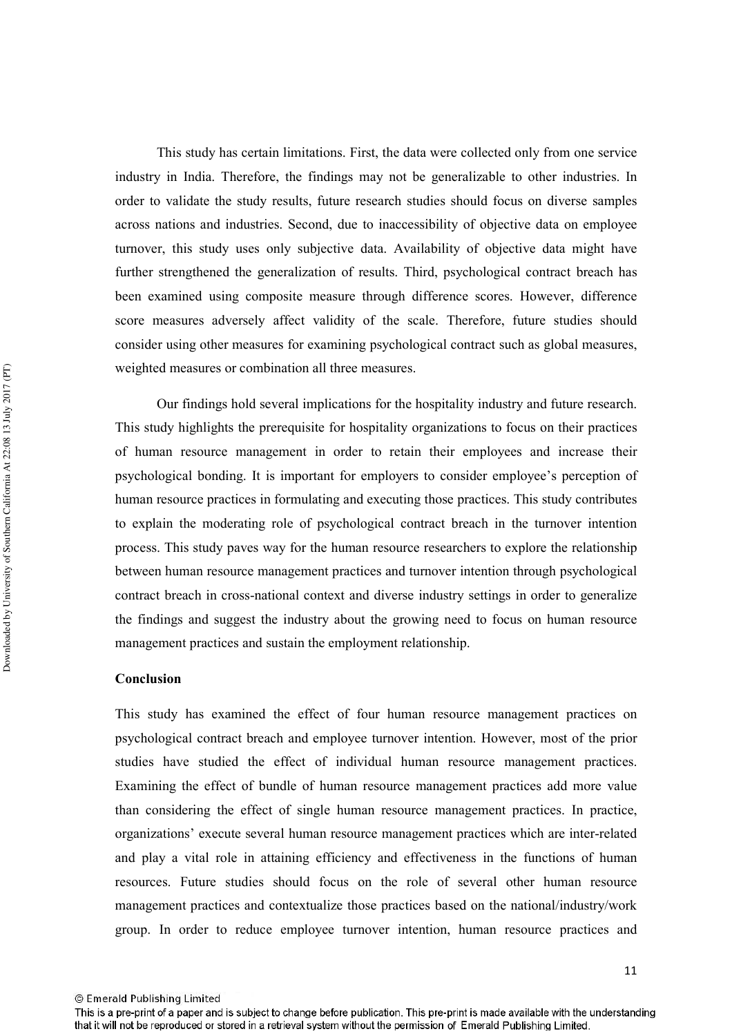This study has certain limitations. First, the data were collected only from one service industry in India. Therefore, the findings may not be generalizable to other industries. In order to validate the study results, future research studies should focus on diverse samples across nations and industries. Second, due to inaccessibility of objective data on employee turnover, this study uses only subjective data. Availability of objective data might have further strengthened the generalization of results. Third, psychological contract breach has been examined using composite measure through difference scores. However, difference score measures adversely affect validity of the scale. Therefore, future studies should consider using other measures for examining psychological contract such as global measures, weighted measures or combination all three measures.

Our findings hold several implications for the hospitality industry and future research. This study highlights the prerequisite for hospitality organizations to focus on their practices of human resource management in order to retain their employees and increase their psychological bonding. It is important for employers to consider employee's perception of human resource practices in formulating and executing those practices. This study contributes to explain the moderating role of psychological contract breach in the turnover intention process. This study paves way for the human resource researchers to explore the relationship between human resource management practices and turnover intention through psychological contract breach in cross-national context and diverse industry settings in order to generalize the findings and suggest the industry about the growing need to focus on human resource management practices and sustain the employment relationship.

## Conclusion

This study has examined the effect of four human resource management practices on psychological contract breach and employee turnover intention. However, most of the prior studies have studied the effect of individual human resource management practices. Examining the effect of bundle of human resource management practices add more value than considering the effect of single human resource management practices. In practice, organizations' execute several human resource management practices which are inter-related and play a vital role in attaining efficiency and effectiveness in the functions of human resources. Future studies should focus on the role of several other human resource management practices and contextualize those practices based on the national/industry/work group. In order to reduce employee turnover intention, human resource practices and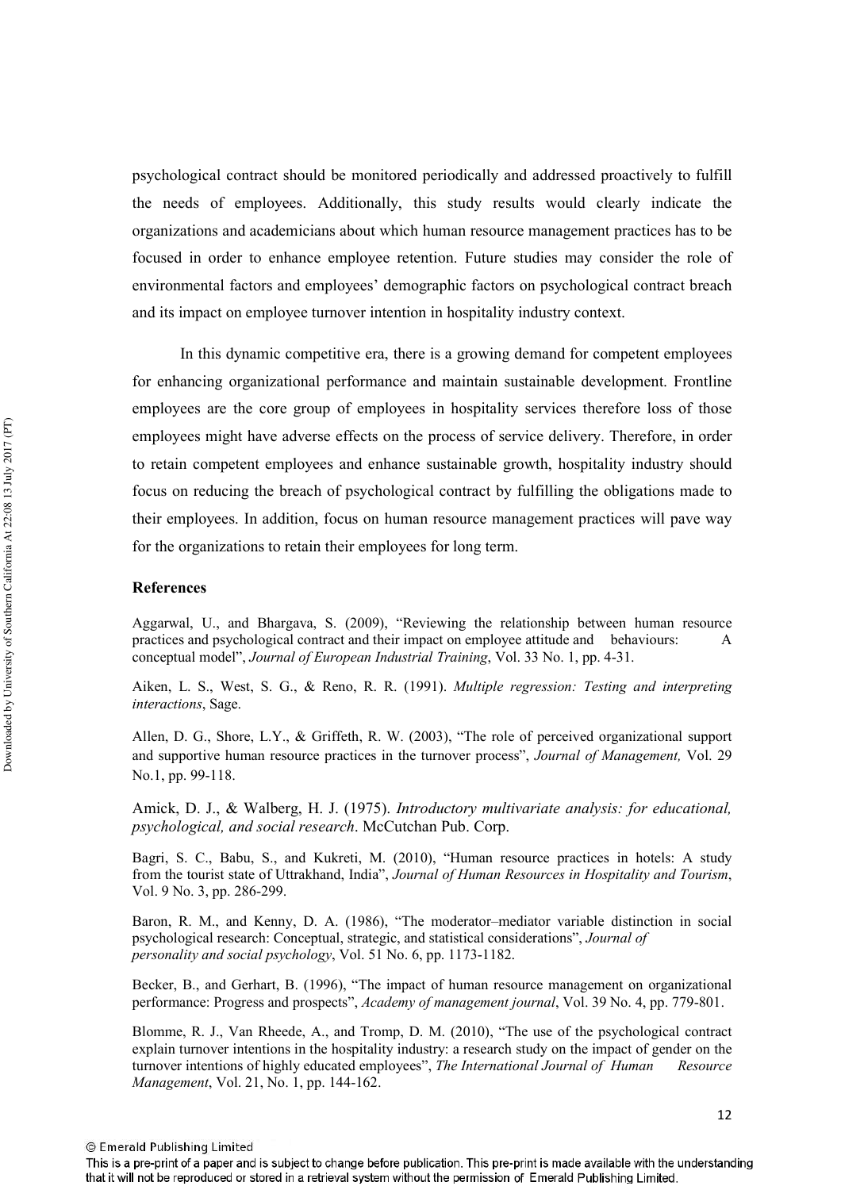psychological contract should be monitored periodically and addressed proactively to fulfill the needs of employees. Additionally, this study results would clearly indicate the organizations and academicians about which human resource management practices has to be focused in order to enhance employee retention. Future studies may consider the role of environmental factors and employees' demographic factors on psychological contract breach and its impact on employee turnover intention in hospitality industry context.

In this dynamic competitive era, there is a growing demand for competent employees for enhancing organizational performance and maintain sustainable development. Frontline employees are the core group of employees in hospitality services therefore loss of those employees might have adverse effects on the process of service delivery. Therefore, in order to retain competent employees and enhance sustainable growth, hospitality industry should focus on reducing the breach of psychological contract by fulfilling the obligations made to their employees. In addition, focus on human resource management practices will pave way for the organizations to retain their employees for long term.

### References

Aggarwal, U., and Bhargava, S. (2009), "Reviewing the relationship between human resource practices and psychological contract and their impact on employee attitude and behaviours: A conceptual model", *Journal of European Industrial Training*, Vol. 33 No. 1, pp. 4-31.

Aiken, L. S., West, S. G., & Reno, R. R. (1991). *Multiple regression: Testing and interpreting interactions*, Sage.

Allen, D. G., Shore, L.Y., & Griffeth, R. W. (2003), "The role of perceived organizational support and supportive human resource practices in the turnover process", *Journal of Management,* Vol. 29 No.1, pp. 99-118.

Amick, D. J., & Walberg, H. J. (1975). *Introductory multivariate analysis: for educational, psychological, and social research*. McCutchan Pub. Corp.

Bagri, S. C., Babu, S., and Kukreti, M. (2010), "Human resource practices in hotels: A study from the tourist state of Uttrakhand, India", *Journal of Human Resources in Hospitality and Tourism*, Vol. 9 No. 3, pp. 286-299.

Baron, R. M., and Kenny, D. A. (1986), "The moderator–mediator variable distinction in social psychological research: Conceptual, strategic, and statistical considerations", *Journal of personality and social psychology*, Vol. 51 No. 6, pp. 1173-1182.

Becker, B., and Gerhart, B. (1996), "The impact of human resource management on organizational performance: Progress and prospects", *Academy of management journal*, Vol. 39 No. 4, pp. 779-801.

Blomme, R. J., Van Rheede, A., and Tromp, D. M. (2010), "The use of the psychological contract explain turnover intentions in the hospitality industry: a research study on the impact of gender on the turnover intentions of highly educated employees", *The International Journal of Human Resource Management*, Vol. 21, No. 1, pp. 144-162.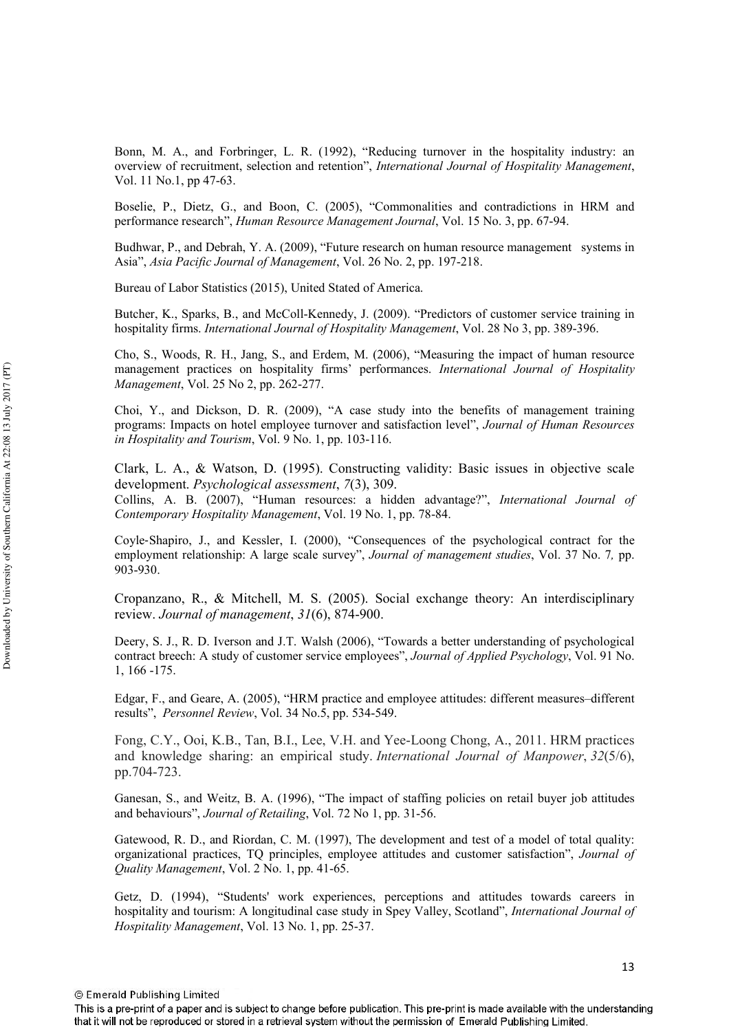Bonn, M. A., and Forbringer, L. R. (1992), "Reducing turnover in the hospitality industry: an overview of recruitment, selection and retention", *International Journal of Hospitality Management*, Vol. 11 No.1, pp 47-63.

Boselie, P., Dietz, G., and Boon, C. (2005), "Commonalities and contradictions in HRM and performance research", *Human Resource Management Journal*, Vol. 15 No. 3, pp. 67-94.

Budhwar, P., and Debrah, Y. A. (2009), "Future research on human resource management systems in Asia", *Asia Pacific Journal of Management*, Vol. 26 No. 2, pp. 197-218.

Bureau of Labor Statistics (2015), United Stated of America.

Butcher, K., Sparks, B., and McColl-Kennedy, J. (2009). "Predictors of customer service training in hospitality firms. *International Journal of Hospitality Management*, Vol. 28 No 3, pp. 389-396.

Cho, S., Woods, R. H., Jang, S., and Erdem, M. (2006), "Measuring the impact of human resource management practices on hospitality firms' performances. *International Journal of Hospitality Management*, Vol. 25 No 2, pp. 262-277.

Choi, Y., and Dickson, D. R. (2009), "A case study into the benefits of management training programs: Impacts on hotel employee turnover and satisfaction level", *Journal of Human Resources in Hospitality and Tourism*, Vol. 9 No. 1, pp. 103-116.

Clark, L. A., & Watson, D. (1995). Constructing validity: Basic issues in objective scale development. *Psychological assessment*, *7*(3), 309.

Collins, A. B. (2007), "Human resources: a hidden advantage?", *International Journal of Contemporary Hospitality Management*, Vol. 19 No. 1, pp. 78-84.

Coyle‐Shapiro, J., and Kessler, I. (2000), "Consequences of the psychological contract for the employment relationship: A large scale survey", *Journal of management studies*, Vol. 37 No. 7*,* pp. 903-930.

Cropanzano, R., & Mitchell, M. S. (2005). Social exchange theory: An interdisciplinary review. *Journal of management*, *31*(6), 874-900.

Deery, S. J., R. D. Iverson and J.T. Walsh (2006), "Towards a better understanding of psychological contract breech: A study of customer service employees", *Journal of Applied Psychology*, Vol. 91 No. 1, 166 -175.

Edgar, F., and Geare, A. (2005), "HRM practice and employee attitudes: different measures–different results", *Personnel Review*, Vol. 34 No.5, pp. 534-549.

Fong, C.Y., Ooi, K.B., Tan, B.I., Lee, V.H. and Yee-Loong Chong, A., 2011. HRM practices and knowledge sharing: an empirical study. *International Journal of Manpower*, *32*(5/6), pp.704-723.

Ganesan, S., and Weitz, B. A. (1996), "The impact of staffing policies on retail buyer job attitudes and behaviours", *Journal of Retailing*, Vol. 72 No 1, pp. 31-56.

Gatewood, R. D., and Riordan, C. M. (1997), The development and test of a model of total quality: organizational practices, TQ principles, employee attitudes and customer satisfaction", *Journal of Quality Management*, Vol. 2 No. 1, pp. 41-65.

Getz, D. (1994), "Students' work experiences, perceptions and attitudes towards careers in hospitality and tourism: A longitudinal case study in Spey Valley, Scotland", *International Journal of Hospitality Management*, Vol. 13 No. 1, pp. 25-37.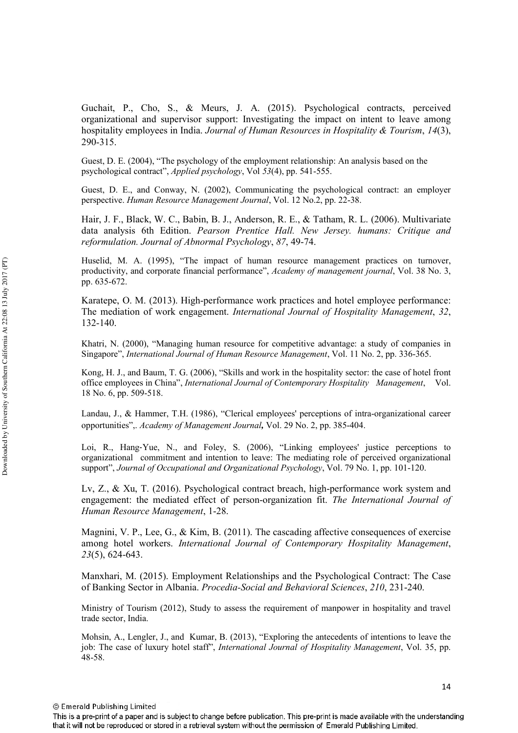Guchait, P., Cho, S., & Meurs, J. A. (2015). Psychological contracts, perceived organizational and supervisor support: Investigating the impact on intent to leave among hospitality employees in India. *Journal of Human Resources in Hospitality & Tourism*, *14*(3), 290-315.

Guest, D. E. (2004), "The psychology of the employment relationship: An analysis based on the psychological contract", *Applied psychology*, Vol *53*(4), pp. 541-555.

Guest, D. E., and Conway, N. (2002), Communicating the psychological contract: an employer perspective. *Human Resource Management Journal*, Vol. 12 No.2, pp. 22-38.

Hair, J. F., Black, W. C., Babin, B. J., Anderson, R. E., & Tatham, R. L. (2006). Multivariate data analysis 6th Edition. *Pearson Prentice Hall. New Jersey. humans: Critique and reformulation. Journal of Abnormal Psychology*, *87*, 49-74.

Huselid, M. A. (1995), "The impact of human resource management practices on turnover, productivity, and corporate financial performance", *Academy of management journal*, Vol. 38 No. 3, pp. 635-672.

Karatepe, O. M. (2013). High-performance work practices and hotel employee performance: The mediation of work engagement. *International Journal of Hospitality Management*, *32*, 132-140.

Khatri, N. (2000), "Managing human resource for competitive advantage: a study of companies in Singapore", *International Journal of Human Resource Management*, Vol. 11 No. 2, pp. 336-365.

Kong, H. J., and Baum, T. G. (2006), "Skills and work in the hospitality sector: the case of hotel front office employees in China", *International Journal of Contemporary Hospitality Management*, Vol. 18 No. 6, pp. 509-518.

Landau, J., & Hammer, T.H. (1986), "Clerical employees' perceptions of intra-organizational career opportunities",. *Academy of Management Journal***,** Vol. 29 No. 2, pp. 385-404.

Loi, R., Hang-Yue, N., and Foley, S. (2006), "Linking employees' justice perceptions to organizational commitment and intention to leave: The mediating role of perceived organizational support", *Journal of Occupational and Organizational Psychology*, Vol. 79 No. 1, pp. 101-120.

Lv, Z., & Xu, T. (2016). Psychological contract breach, high-performance work system and engagement: the mediated effect of person-organization fit. *The International Journal of Human Resource Management*, 1-28.

Magnini, V. P., Lee, G., & Kim, B. (2011). The cascading affective consequences of exercise among hotel workers. *International Journal of Contemporary Hospitality Management*, *23*(5), 624-643.

Manxhari, M. (2015). Employment Relationships and the Psychological Contract: The Case of Banking Sector in Albania. *Procedia-Social and Behavioral Sciences*, *210*, 231-240.

Ministry of Tourism (2012), Study to assess the requirement of manpower in hospitality and travel trade sector, India.

Mohsin, A., Lengler, J., and Kumar, B. (2013), "Exploring the antecedents of intentions to leave the job: The case of luxury hotel staff", *International Journal of Hospitality Management*, Vol. 35, pp. 48-58.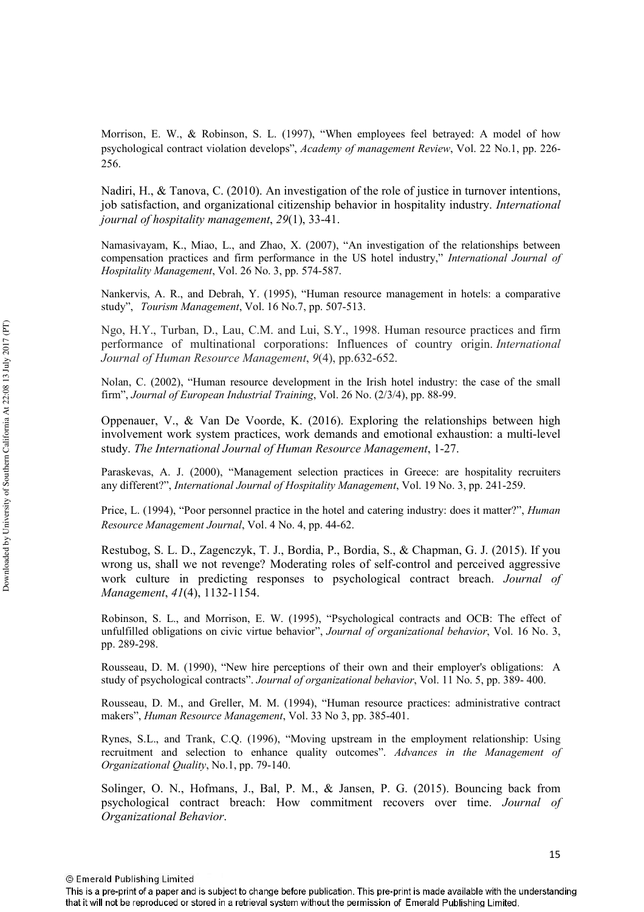Morrison, E. W., & Robinson, S. L. (1997), "When employees feel betrayed: A model of how psychological contract violation develops", *Academy of management Review*, Vol. 22 No.1, pp. 226-256.

Nadiri, H., & Tanova, C. (2010). An investigation of the role of justice in turnover intentions, job satisfaction, and organizational citizenship behavior in hospitality industry. *International journal of hospitality management*, *29*(1), 33-41.

Namasivayam, K., Miao, L., and Zhao, X. (2007), "An investigation of the relationships between compensation practices and firm performance in the US hotel industry," *International Journal of Hospitality Management*, Vol. 26 No. 3, pp. 574-587.

Nankervis, A. R., and Debrah, Y. (1995), "Human resource management in hotels: a comparative study", *Tourism Management*, Vol. 16 No.7, pp. 507-513.

Ngo, H.Y., Turban, D., Lau, C.M. and Lui, S.Y., 1998. Human resource practices and firm performance of multinational corporations: Influences of country origin. *International Journal of Human Resource Management*, *9*(4), pp.632-652.

Nolan, C. (2002), "Human resource development in the Irish hotel industry: the case of the small firm", *Journal of European Industrial Training*, Vol. 26 No. (2/3/4), pp. 88-99.

Oppenauer, V., & Van De Voorde, K. (2016). Exploring the relationships between high involvement work system practices, work demands and emotional exhaustion: a multi-level study. *The International Journal of Human Resource Management*, 1-27.

Paraskevas, A. J. (2000), "Management selection practices in Greece: are hospitality recruiters any different?", *International Journal of Hospitality Management*, Vol. 19 No. 3, pp. 241-259.

Price, L. (1994), "Poor personnel practice in the hotel and catering industry: does it matter?", *Human Resource Management Journal*, Vol. 4 No. 4, pp. 44-62.

Restubog, S. L. D., Zagenczyk, T. J., Bordia, P., Bordia, S., & Chapman, G. J. (2015). If you wrong us, shall we not revenge? Moderating roles of self-control and perceived aggressive work culture in predicting responses to psychological contract breach. *Journal of Management*, *41*(4), 1132-1154.

Robinson, S. L., and Morrison, E. W. (1995), "Psychological contracts and OCB: The effect of unfulfilled obligations on civic virtue behavior", *Journal of organizational behavior*, Vol. 16 No. 3, pp. 289-298.

Rousseau, D. M. (1990), "New hire perceptions of their own and their employer's obligations: A study of psychological contracts". *Journal of organizational behavior*, Vol. 11 No. 5, pp. 389- 400.

Rousseau, D. M., and Greller, M. M. (1994), "Human resource practices: administrative contract makers", *Human Resource Management*, Vol. 33 No 3, pp. 385-401.

Rynes, S.L., and Trank, C.Q. (1996), "Moving upstream in the employment relationship: Using recruitment and selection to enhance quality outcomes". *Advances in the Management of Organizational Quality*, No.1, pp. 79-140.

Solinger, O. N., Hofmans, J., Bal, P. M., & Jansen, P. G. (2015). Bouncing back from psychological contract breach: How commitment recovers over time. *Journal of Organizational Behavior*.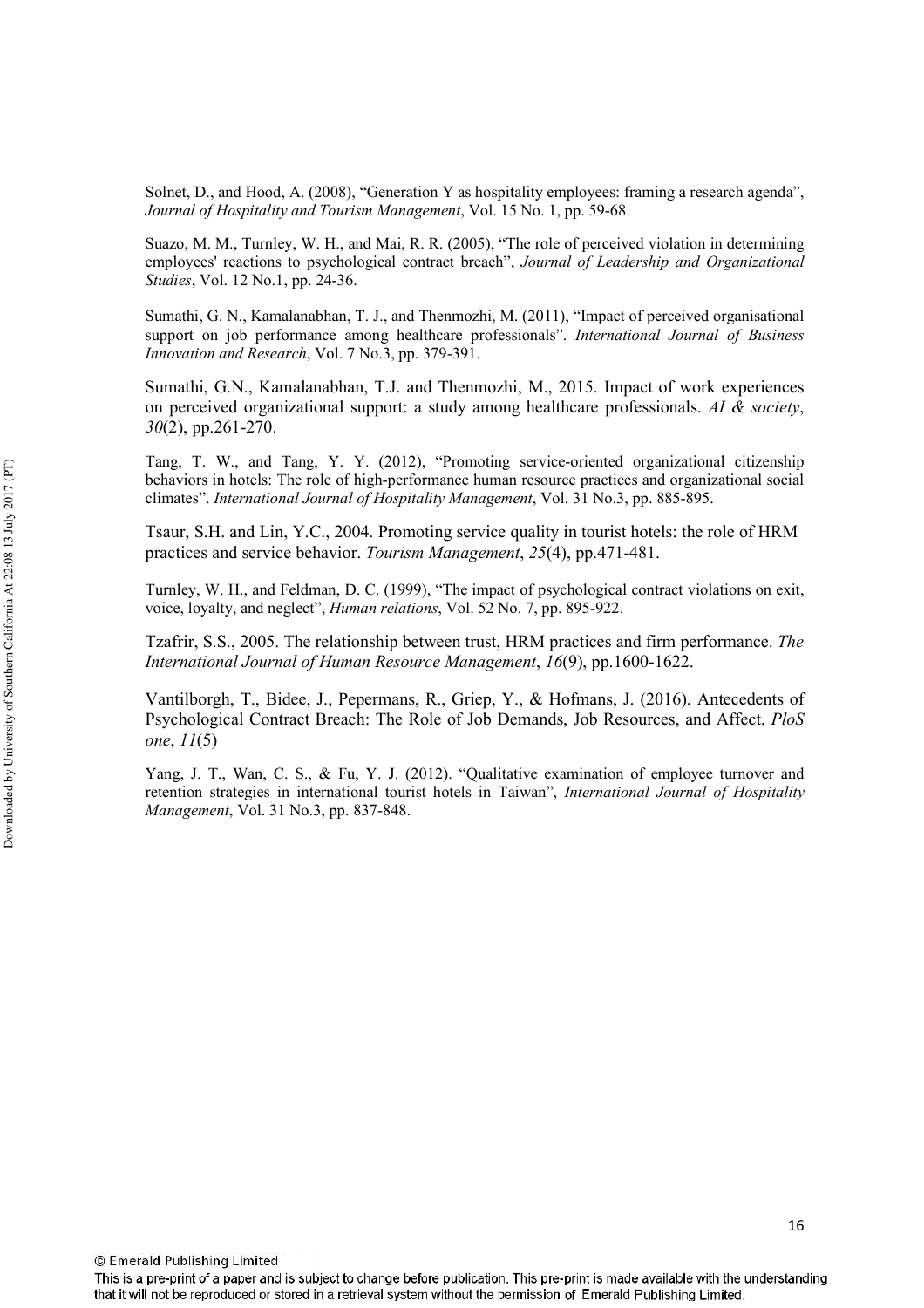Solnet, D., and Hood, A. (2008), "Generation Y as hospitality employees: framing a research agenda", *Journal of Hospitality and Tourism Management*, Vol. 15 No. 1, pp. 59-68.

Suazo, M. M., Turnley, W. H., and Mai, R. R. (2005), "The role of perceived violation in determining employees' reactions to psychological contract breach", *Journal of Leadership and Organizational Studies*, Vol. 12 No.1, pp. 24-36.

Sumathi, G. N., Kamalanabhan, T. J., and Thenmozhi, M. (2011), "Impact of perceived organisational support on job performance among healthcare professionals". *International Journal of Business Innovation and Research*, Vol. 7 No.3, pp. 379-391.

Sumathi, G.N., Kamalanabhan, T.J. and Thenmozhi, M., 2015. Impact of work experiences on perceived organizational support: a study among healthcare professionals. *AI & society*, *30*(2), pp.261-270.

Tang, T. W., and Tang, Y. Y. (2012), "Promoting service-oriented organizational citizenship behaviors in hotels: The role of high-performance human resource practices and organizational social climates". *International Journal of Hospitality Management*, Vol. 31 No.3, pp. 885-895.

Tsaur, S.H. and Lin, Y.C., 2004. Promoting service quality in tourist hotels: the role of HRM practices and service behavior. *Tourism Management*, *25*(4), pp.471-481.

Turnley, W. H., and Feldman, D. C. (1999), "The impact of psychological contract violations on exit, voice, loyalty, and neglect", *Human relations*, Vol. 52 No. 7, pp. 895-922.

Tzafrir, S.S., 2005. The relationship between trust, HRM practices and firm performance. *The International Journal of Human Resource Management*, *16*(9), pp.1600-1622.

Vantilborgh, T., Bidee, J., Pepermans, R., Griep, Y., & Hofmans, J. (2016). Antecedents of Psychological Contract Breach: The Role of Job Demands, Job Resources, and Affect. *PloS one*, *11*(5)

Yang, J. T., Wan, C. S., & Fu, Y. J. (2012). "Qualitative examination of employee turnover and retention strategies in international tourist hotels in Taiwan", *International Journal of Hospitality Management*, Vol. 31 No.3, pp. 837-848.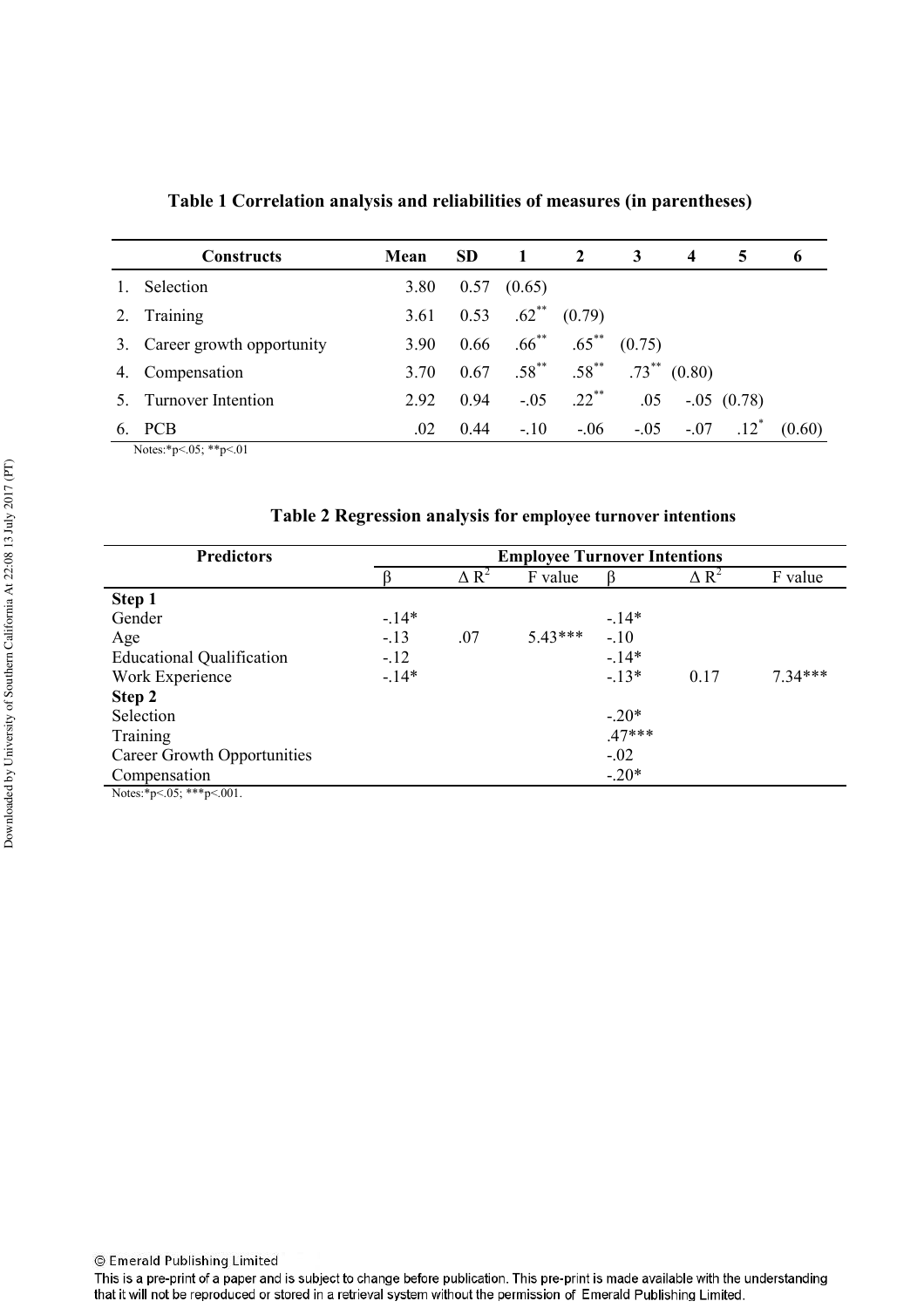**Table 1 Correlation analysis and reliabilities of measures (in parentheses)**

| Constructs | Mean | SD | 1 | 2 | 3 | 4 | 5 | 6 |
|---|---|---|---|---|---|---|---|---|
| 1. Selection | 3.80 | 0.57 | (0.65) | | | | | |
| 2. Training | 3.61 | 0.53 | .62** | (0.79) | | | | |
| 3. Career growth opportunity | 3.90 | 0.66 | .66** | .65** | (0.75) | | | |
| 4. Compensation | 3.70 | 0.67 | .58** | .58** | .73** | (0.80) | | |
| 5. Turnover Intention | 2.92 | 0.94 | -.05 | .22** | .05 | -.05 | (0.78) | |
| 6. PCB | .02 | 0.44 | -.10 | -.06 | -.05 | -.07 | .12* | (0.60) |

Notes:*p<.05; **p<.01

**Table 2 Regression analysis for employee turnover intentions**

| Predictors | Employee Turnover Intentions | | | | | |
|---|---|---|---|---|---|---|
| | β | Δ $R^2$ | F value | β | Δ $R^2$ | F value |
| **Step 1** | | | | | | |
| Gender | -.14* | | | -.14* | | |
| Age | -.13 | .07 | 5.43*** | -.10 | | |
| Educational Qualification | -.12 | | | -.14* | | |
| Work Experience | -.14* | | | -.13* | 0.17 | 7.34*** |
| **Step 2** | | | | | | |
| Selection | | | | -.20* | | |
| Training | | | | .47*** | | |
| Career Growth Opportunities | | | | -.02 | | |
| Compensation | | | | -.20* | | |

Notes:*p<.05; ***p<.001.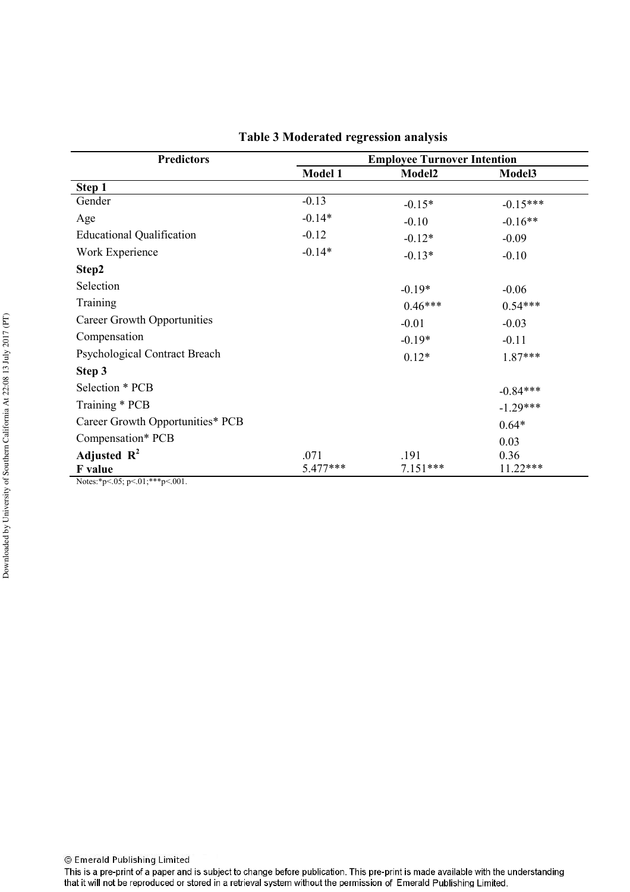**Table 3 Moderated regression analysis**

| Predictors | Employee Turnover Intention | | |
|---|---|---|---|
| | Model 1 | Model2 | Model3 |
| **Step 1** | | | |
| Gender | -0.13 | -0.15* | -0.15*** |
| Age | -0.14* | -0.10 | -0.16** |
| Educational Qualification | -0.12 | -0.12* | -0.09 |
| Work Experience | -0.14* | -0.13* | -0.10 |
| **Step2** | | | |
| Selection | | -0.19* | -0.06 |
| Training | | 0.46*** | 0.54*** |
| Career Growth Opportunities | | -0.01 | -0.03 |
| Compensation | | -0.19* | -0.11 |
| Psychological Contract Breach | | 0.12* | 1.87*** |
| **Step 3** | | | |
| Selection * PCB | | | -0.84*** |
| Training * PCB | | | -1.29*** |
| Career Growth Opportunities* PCB | | | 0.64* |
| Compensation* PCB | | | 0.03 |
| **Adjusted $R^2$** | .071 | .191 | 0.36 |
| **F value** | 5.477*** | 7.151*** | 11.22*** |

Notes:*p<.05; p<.01;***p<.001.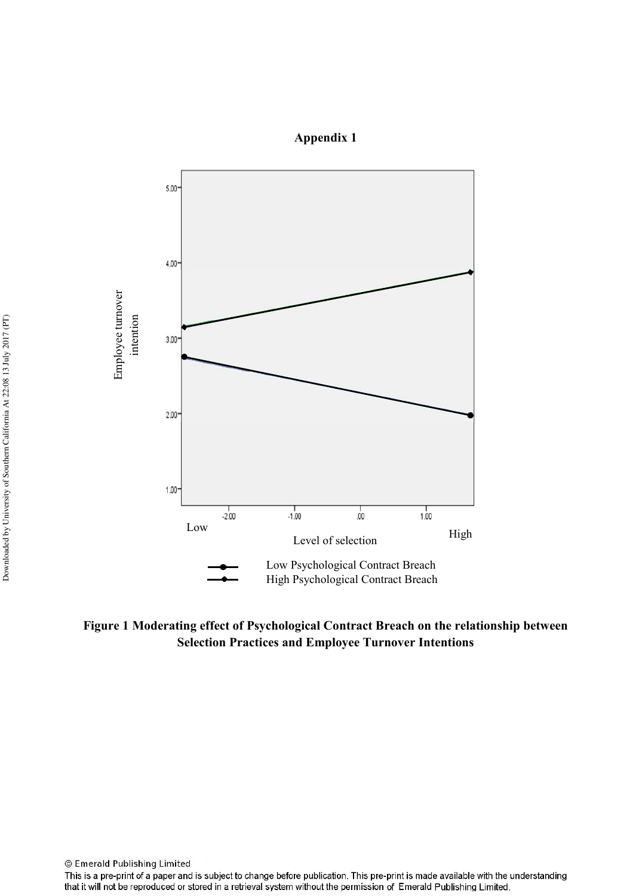**Appendix 1**

**Figure 1 Moderating effect of Psychological Contract Breach on the relationship between Selection Practices and Employee Turnover Intentions**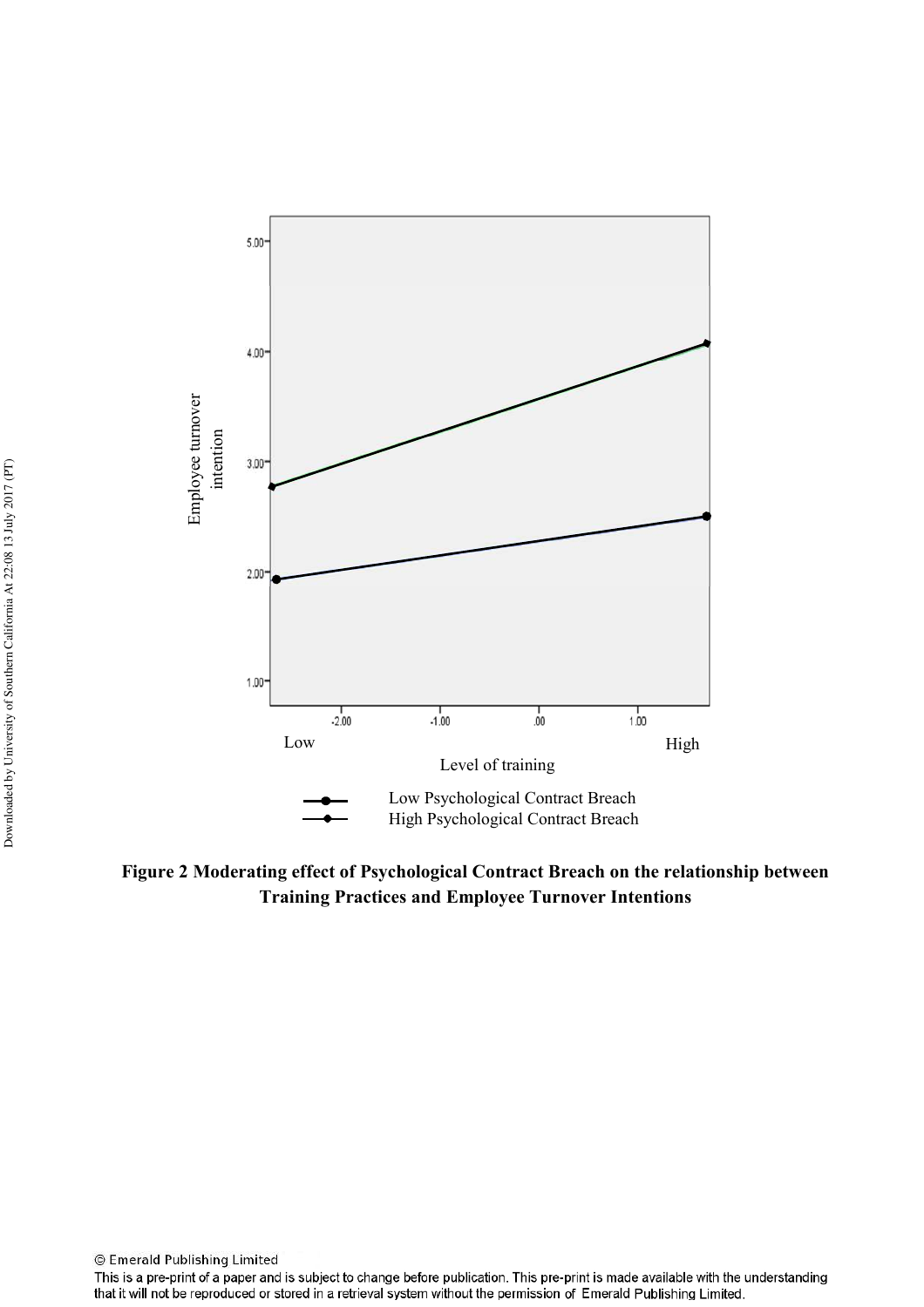**Figure 2 Moderating effect of Psychological Contract Breach on the relationship between Training Practices and Employee Turnover Intentions**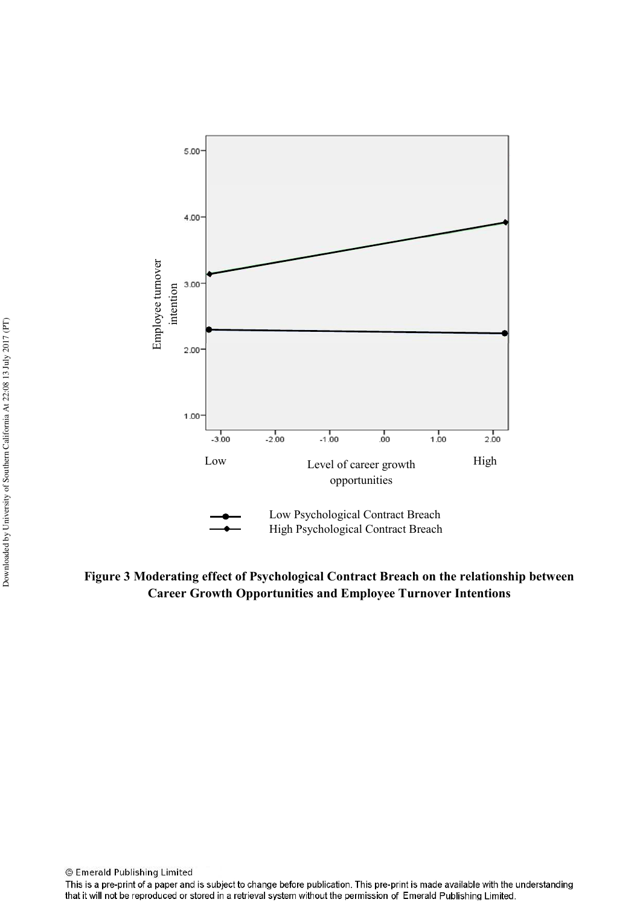5.00

4.00

3.00

2.00

1.00

Employee turnover intention

-3.00 -2.00 -1.00 .00 1.00 2.00

Low

Level of career growth opportunities

High

Low Psychological Contract Breach

High Psychological Contract Breach

**Figure 3 Moderating effect of Psychological Contract Breach on the relationship between Career Growth Opportunities and Employee Turnover Intentions**